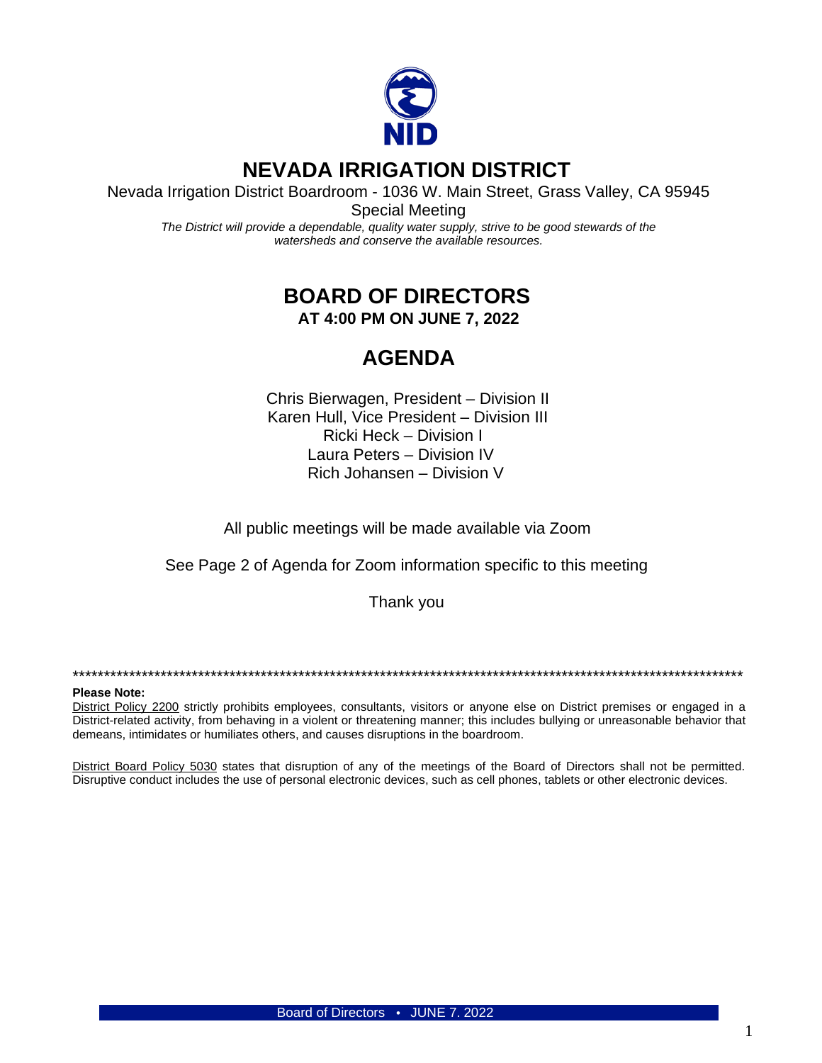NID

# NEVADA IRRIGATION DISTRICT

Nevada Irrigation District Boardroom - 1036 W. Main Street, Grass Valley, CA 95945

Special Meeting

*The District will provide a dependable, quality water supply, strive to be good stewards of the watersheds and conserve the available resources.*

## BOARD OF DIRECTORS

**AT 4:00 PM ON JUNE 7, 2022**

## AGENDA

Chris Bierwagen, President – Division II
Karen Hull, Vice President – Division III
Ricki Heck – Division I
Laura Peters – Division IV
Rich Johansen – Division V

All public meetings will be made available via Zoom

See Page 2 of Agenda for Zoom information specific to this meeting

Thank you

********************************************************************************************************

**Please Note:**

District Policy 2200 strictly prohibits employees, consultants, visitors or anyone else on District premises or engaged in a District-related activity, from behaving in a violent or threatening manner; this includes bullying or unreasonable behavior that demeans, intimidates or humiliates others, and causes disruptions in the boardroom.

District Board Policy 5030 states that disruption of any of the meetings of the Board of Directors shall not be permitted. Disruptive conduct includes the use of personal electronic devices, such as cell phones, tablets or other electronic devices.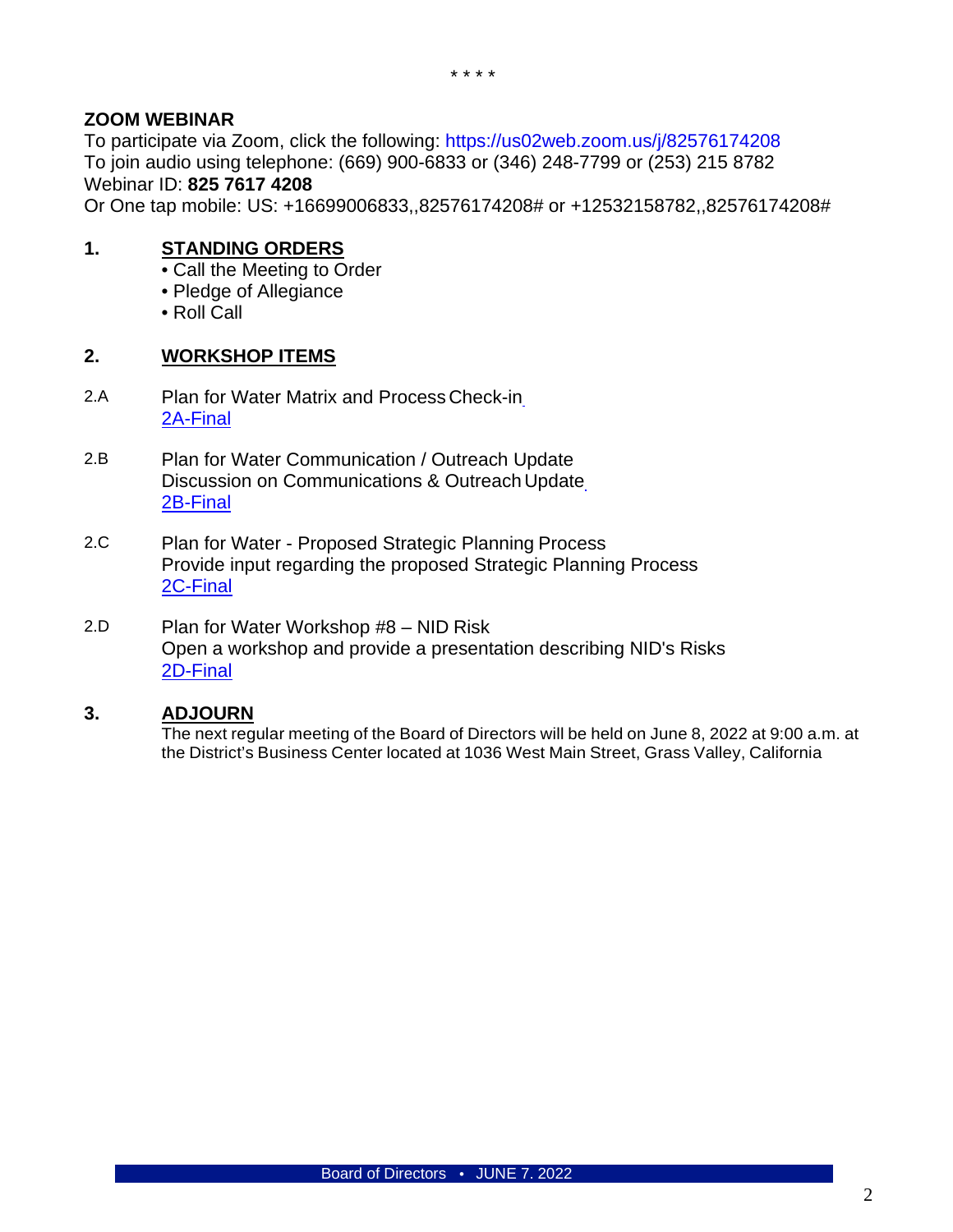\* \* \* \*

**ZOOM WEBINAR**
To participate via Zoom, click the following: https://us02web.zoom.us/j/82576174208
To join audio using telephone: (669) 900-6833 or (346) 248-7799 or (253) 215 8782
Webinar ID: **825 7617 4208**
Or One tap mobile: US: +16699006833,,82576174208# or +12532158782,,82576174208#

## 1. STANDING ORDERS

- Call the Meeting to Order
- Pledge of Allegiance
- Roll Call

## 2. WORKSHOP ITEMS

2.A Plan for Water Matrix and Process Check-in
2A-Final

2.B Plan for Water Communication / Outreach Update
Discussion on Communications & Outreach Update
2B-Final

2.C Plan for Water - Proposed Strategic Planning Process
Provide input regarding the proposed Strategic Planning Process
2C-Final

2.D Plan for Water Workshop #8 – NID Risk
Open a workshop and provide a presentation describing NID's Risks
2D-Final

## 3. ADJOURN

The next regular meeting of the Board of Directors will be held on June 8, 2022 at 9:00 a.m. at the District's Business Center located at 1036 West Main Street, Grass Valley, California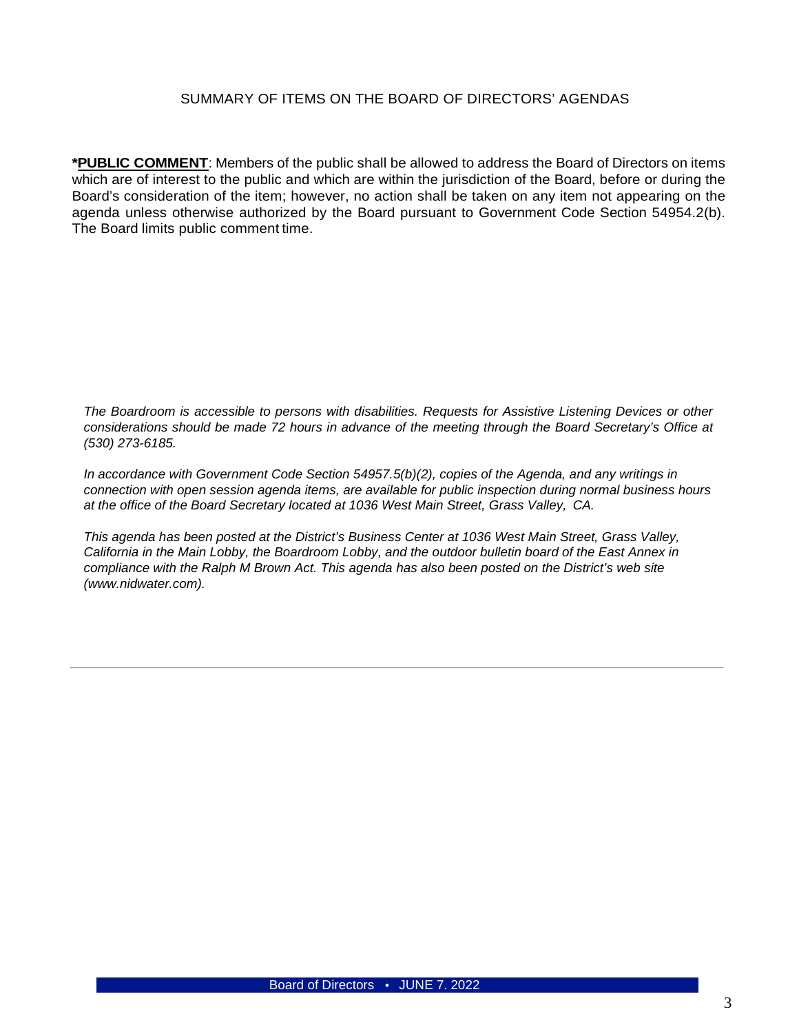SUMMARY OF ITEMS ON THE BOARD OF DIRECTORS' AGENDAS

***PUBLIC COMMENT**: Members of the public shall be allowed to address the Board of Directors on items which are of interest to the public and which are within the jurisdiction of the Board, before or during the Board's consideration of the item; however, no action shall be taken on any item not appearing on the agenda unless otherwise authorized by the Board pursuant to Government Code Section 54954.2(b). The Board limits public comment time.

*The Boardroom is accessible to persons with disabilities. Requests for Assistive Listening Devices or other considerations should be made 72 hours in advance of the meeting through the Board Secretary's Office at (530) 273-6185.*

*In accordance with Government Code Section 54957.5(b)(2), copies of the Agenda, and any writings in connection with open session agenda items, are available for public inspection during normal business hours at the office of the Board Secretary located at 1036 West Main Street, Grass Valley, CA.*

*This agenda has been posted at the District's Business Center at 1036 West Main Street, Grass Valley, California in the Main Lobby, the Boardroom Lobby, and the outdoor bulletin board of the East Annex in compliance with the Ralph M Brown Act. This agenda has also been posted on the District's web site (www.nidwater.com).*

---